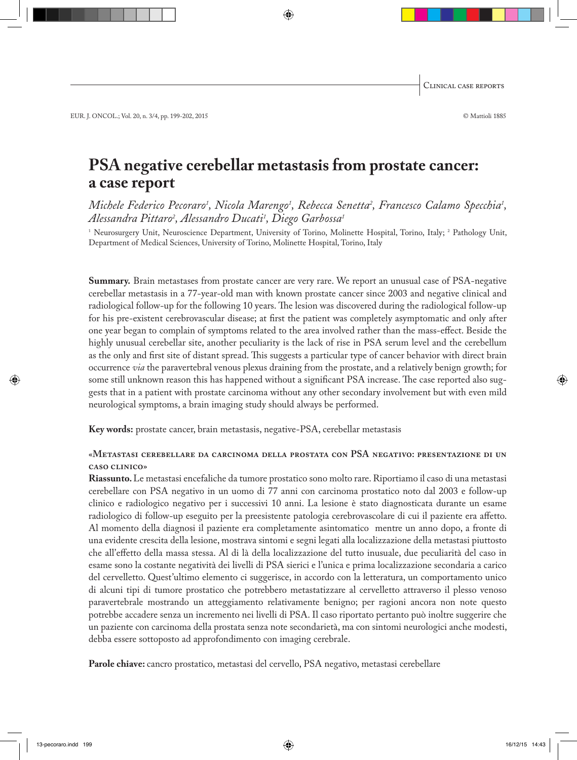Clinical case reports

# PSA negative cerebellar metastasis from prostate cancer: a case report

*Michele Federico Pecoraro[1], Nicola Marengo[1], Rebecca Senetta[2], Francesco Calamo Specchia[1], Alessandra Pittaro[2], Alessandro Ducati[1], Diego Garbossa[1]*

[1] Neurosurgery Unit, Neuroscience Department, University of Torino, Molinette Hospital, Torino, Italy; [2] Pathology Unit, Department of Medical Sciences, University of Torino, Molinette Hospital, Torino, Italy

**Summary.** Brain metastases from prostate cancer are very rare. We report an unusual case of PSA-negative cerebellar metastasis in a 77-year-old man with known prostate cancer since 2003 and negative clinical and radiological follow-up for the following 10 years. The lesion was discovered during the radiological follow-up for his pre-existent cerebrovascular disease; at first the patient was completely asymptomatic and only after one year began to complain of symptoms related to the area involved rather than the mass-effect. Beside the highly unusual cerebellar site, another peculiarity is the lack of rise in PSA serum level and the cerebellum as the only and first site of distant spread. This suggests a particular type of cancer behavior with direct brain occurrence *via* the paravertebral venous plexus draining from the prostate, and a relatively benign growth; for some still unknown reason this has happened without a significant PSA increase. The case reported also suggests that in a patient with prostate carcinoma without any other secondary involvement but with even mild neurological symptoms, a brain imaging study should always be performed.

**Key words:** prostate cancer, brain metastasis, negative-PSA, cerebellar metastasis

**«Metastasi cerebellare da carcinoma della prostata con PSA negativo: presentazione di un caso clinico»**

**Riassunto.** Le metastasi encefaliche da tumore prostatico sono molto rare. Riportiamo il caso di una metastasi cerebellare con PSA negativo in un uomo di 77 anni con carcinoma prostatico noto dal 2003 e follow-up clinico e radiologico negativo per i successivi 10 anni. La lesione è stato diagnosticata durante un esame radiologico di follow-up eseguito per la preesistente patologia cerebrovascolare di cui il paziente era affetto. Al momento della diagnosi il paziente era completamente asintomatico mentre un anno dopo, a fronte di una evidente crescita della lesione, mostrava sintomi e segni legati alla localizzazione della metastasi piuttosto che all'effetto della massa stessa. Al di là della localizzazione del tutto inusuale, due peculiarità del caso in esame sono la costante negatività dei livelli di PSA sierici e l'unica e prima localizzazione secondaria a carico del cervelletto. Quest'ultimo elemento ci suggerisce, in accordo con la letteratura, un comportamento unico di alcuni tipi di tumore prostatico che potrebbero metastatizzare al cervelletto attraverso il plesso venoso paravertebrale mostrando un atteggiamento relativamente benigno; per ragioni ancora non note questo potrebbe accadere senza un incremento nei livelli di PSA. Il caso riportato pertanto può inoltre suggerire che un paziente con carcinoma della prostata senza note secondarietà, ma con sintomi neurologici anche modesti, debba essere sottoposto ad approfondimento con imaging cerebrale.

**Parole chiave:** cancro prostatico, metastasi del cervello, PSA negativo, metastasi cerebellare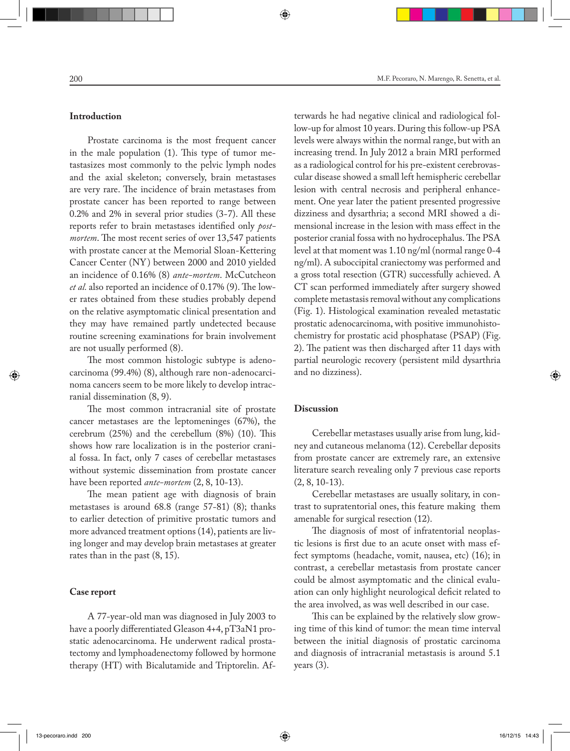## Introduction

Prostate carcinoma is the most frequent cancer in the male population (1). This type of tumor metastasizes most commonly to the pelvic lymph nodes and the axial skeleton; conversely, brain metastases are very rare. The incidence of brain metastases from prostate cancer has been reported to range between 0.2% and 2% in several prior studies (3-7). All these reports refer to brain metastases identified only *post-mortem*. The most recent series of over 13,547 patients with prostate cancer at the Memorial Sloan-Kettering Cancer Center (NY) between 2000 and 2010 yielded an incidence of 0.16% (8) *ante-mortem*. McCutcheon *et al.* also reported an incidence of 0.17% (9). The lower rates obtained from these studies probably depend on the relative asymptomatic clinical presentation and they may have remained partly undetected because routine screening examinations for brain involvement are not usually performed (8).

The most common histologic subtype is adenocarcinoma (99.4%) (8), although rare non-adenocarcinoma cancers seem to be more likely to develop intracranial dissemination (8, 9).

The most common intracranial site of prostate cancer metastases are the leptomeninges (67%), the cerebrum (25%) and the cerebellum (8%) (10). This shows how rare localization is in the posterior cranial fossa. In fact, only 7 cases of cerebellar metastases without systemic dissemination from prostate cancer have been reported *ante-mortem* (2, 8, 10-13).

The mean patient age with diagnosis of brain metastases is around 68.8 (range 57-81) (8); thanks to earlier detection of primitive prostatic tumors and more advanced treatment options (14), patients are living longer and may develop brain metastases at greater rates than in the past (8, 15).

## Case report

A 77-year-old man was diagnosed in July 2003 to have a poorly differentiated Gleason 4+4, pT3aN1 prostatic adenocarcinoma. He underwent radical prostatectomy and lymphoadenectomy followed by hormone therapy (HT) with Bicalutamide and Triptorelin. Afterwards he had negative clinical and radiological follow-up for almost 10 years. During this follow-up PSA levels were always within the normal range, but with an increasing trend. In July 2012 a brain MRI performed as a radiological control for his pre-existent cerebrovascular disease showed a small left hemispheric cerebellar lesion with central necrosis and peripheral enhancement. One year later the patient presented progressive dizziness and dysarthria; a second MRI showed a dimensional increase in the lesion with mass effect in the posterior cranial fossa with no hydrocephalus. The PSA level at that moment was 1.10 ng/ml (normal range 0-4 ng/ml). A suboccipital craniectomy was performed and a gross total resection (GTR) successfully achieved. A CT scan performed immediately after surgery showed complete metastasis removal without any complications (Fig. 1). Histological examination revealed metastatic prostatic adenocarcinoma, with positive immunohistochemistry for prostatic acid phosphatase (PSAP) (Fig. 2). The patient was then discharged after 11 days with partial neurologic recovery (persistent mild dysarthria and no dizziness).

## Discussion

Cerebellar metastases usually arise from lung, kidney and cutaneous melanoma (12). Cerebellar deposits from prostate cancer are extremely rare, an extensive literature search revealing only 7 previous case reports (2, 8, 10-13).

Cerebellar metastases are usually solitary, in contrast to supratentorial ones, this feature making them amenable for surgical resection (12).

The diagnosis of most of infratentorial neoplastic lesions is first due to an acute onset with mass effect symptoms (headache, vomit, nausea, etc) (16); in contrast, a cerebellar metastasis from prostate cancer could be almost asymptomatic and the clinical evaluation can only highlight neurological deficit related to the area involved, as was well described in our case.

This can be explained by the relatively slow growing time of this kind of tumor: the mean time interval between the initial diagnosis of prostatic carcinoma and diagnosis of intracranial metastasis is around 5.1 years (3).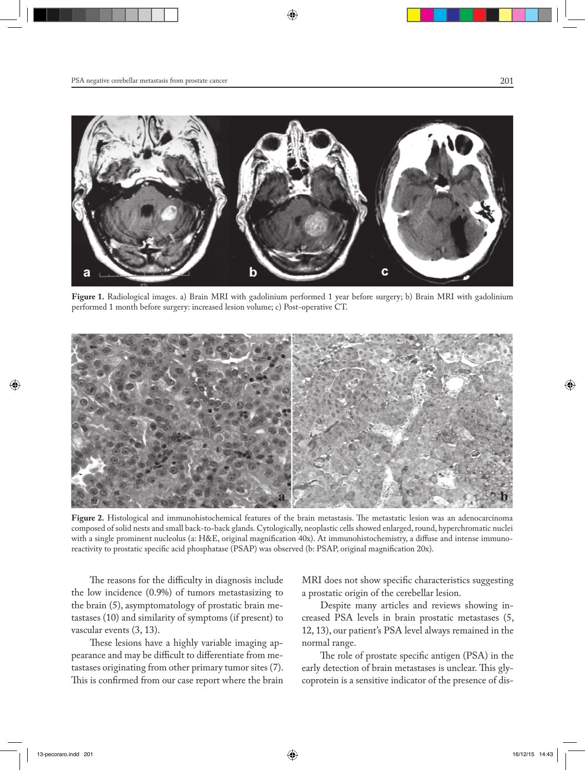**Figure 1.** Radiological images. a) Brain MRI with gadolinium performed 1 year before surgery; b) Brain MRI with gadolinium performed 1 month before surgery: increased lesion volume; c) Post-operative CT.

**Figure 2.** Histological and immunohistochemical features of the brain metastasis. The metastatic lesion was an adenocarcinoma composed of solid nests and small back-to-back glands. Cytologically, neoplastic cells showed enlarged, round, hyperchromatic nuclei with a single prominent nucleolus (a: H&E, original magnification 40x). At immunohistochemistry, a diffuse and intense immunoreactivity to prostatic specific acid phosphatase (PSAP) was observed (b: PSAP, original magnification 20x).

The reasons for the difficulty in diagnosis include the low incidence (0.9%) of tumors metastasizing to the brain (5), asymptomatology of prostatic brain metastases (10) and similarity of symptoms (if present) to vascular events (3, 13).

These lesions have a highly variable imaging appearance and may be difficult to differentiate from metastases originating from other primary tumor sites (7). This is confirmed from our case report where the brain MRI does not show specific characteristics suggesting a prostatic origin of the cerebellar lesion.

Despite many articles and reviews showing increased PSA levels in brain prostatic metastases (5, 12, 13), our patient's PSA level always remained in the normal range.

The role of prostate specific antigen (PSA) in the early detection of brain metastases is unclear. This glycoprotein is a sensitive indicator of the presence of dis-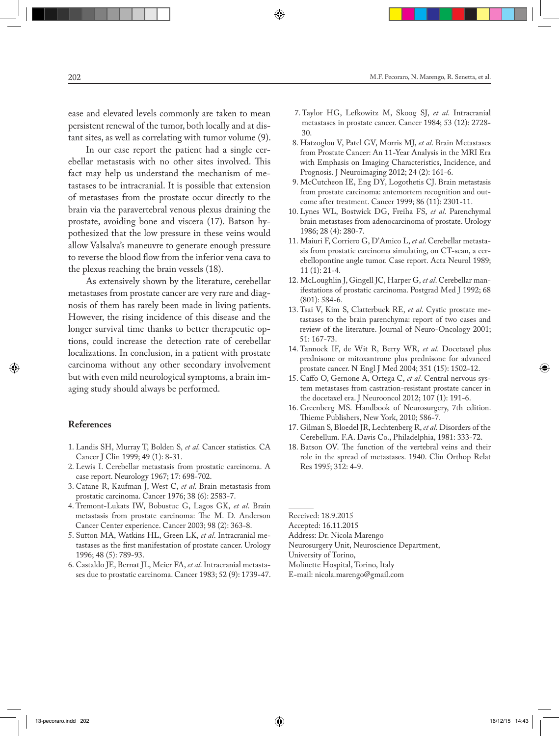ease and elevated levels commonly are taken to mean persistent renewal of the tumor, both locally and at distant sites, as well as correlating with tumor volume (9).

In our case report the patient had a single cerebellar metastasis with no other sites involved. This fact may help us understand the mechanism of metastases to be intracranial. It is possible that extension of metastases from the prostate occur directly to the brain via the paravertebral venous plexus draining the prostate, avoiding bone and viscera (17). Batson hypothesized that the low pressure in these veins would allow Valsalva's maneuvre to generate enough pressure to reverse the blood flow from the inferior vena cava to the plexus reaching the brain vessels (18).

As extensively shown by the literature, cerebellar metastases from prostate cancer are very rare and diagnosis of them has rarely been made in living patients. However, the rising incidence of this disease and the longer survival time thanks to better therapeutic options, could increase the detection rate of cerebellar localizations. In conclusion, in a patient with prostate carcinoma without any other secondary involvement but with even mild neurological symptoms, a brain imaging study should always be performed.

## References

1. Landis SH, Murray T, Bolden S, *et al*. Cancer statistics. CA Cancer J Clin 1999; 49 (1): 8-31.
2. Lewis I. Cerebellar metastasis from prostatic carcinoma. A case report. Neurology 1967; 17: 698-702.
3. Catane R, Kaufman J, West C, *et al*. Brain metastasis from prostatic carcinoma. Cancer 1976; 38 (6): 2583-7.
4. Tremont-Lukats IW, Bobustuc G, Lagos GK, *et al*. Brain metastasis from prostate carcinoma: The M. D. Anderson Cancer Center experience. Cancer 2003; 98 (2): 363-8.
5. Sutton MA, Watkins HL, Green LK, *et al*. Intracranial metastases as the first manifestation of prostate cancer. Urology 1996; 48 (5): 789-93.
6. Castaldo JE, Bernat JL, Meier FA, *et al*. Intracranial metastases due to prostatic carcinoma. Cancer 1983; 52 (9): 1739-47.
7. Taylor HG, Lefkowitz M, Skoog SJ, *et al*. Intracranial metastases in prostate cancer. Cancer 1984; 53 (12): 2728-30.
8. Hatzoglou V, Patel GV, Morris MJ, *et al*. Brain Metastases from Prostate Cancer: An 11-Year Analysis in the MRI Era with Emphasis on Imaging Characteristics, Incidence, and Prognosis. J Neuroimaging 2012; 24 (2): 161-6.
9. McCutcheon IE, Eng DY, Logothetis CJ. Brain metastasis from prostate carcinoma: antemortem recognition and outcome after treatment. Cancer 1999; 86 (11): 2301-11.
10. Lynes WL, Bostwick DG, Freiha FS, *et al*. Parenchymal brain metastases from adenocarcinoma of prostate. Urology 1986; 28 (4): 280-7.
11. Maiuri F, Corriero G, D'Amico L, *et al*. Cerebellar metastasis from prostatic carcinoma simulating, on CT-scan, a cerebellopontine angle tumor. Case report. Acta Neurol 1989; 11 (1): 21-4.
12. McLoughlin J, Gingell JC, Harper G, *et al*. Cerebellar manifestations of prostatic carcinoma. Postgrad Med J 1992; 68 (801): 584-6.
13. Tsai V, Kim S, Clatterbuck RE, *et al*. Cystic prostate metastases to the brain parenchyma: report of two cases and review of the literature. Journal of Neuro-Oncology 2001; 51: 167-73.
14. Tannock IF, de Wit R, Berry WR, *et al*. Docetaxel plus prednisone or mitoxantrone plus prednisone for advanced prostate cancer. N Engl J Med 2004; 351 (15): 1502-12.
15. Caffo O, Gernone A, Ortega C, *et al*. Central nervous system metastases from castration-resistant prostate cancer in the docetaxel era. J Neurooncol 2012; 107 (1): 191-6.
16. Greenberg MS. Handbook of Neurosurgery, 7th edition. Thieme Publishers, New York, 2010; 586-7.
17. Gilman S, Bloedel JR, Lechtenberg R, *et al.* Disorders of the Cerebellum. F.A. Davis Co., Philadelphia, 1981: 333-72.
18. Batson OV. The function of the vertebral veins and their role in the spread of metastases. 1940. Clin Orthop Relat Res 1995; 312: 4-9.

---

Received: 18.9.2015
Accepted: 16.11.2015
Address: Dr. Nicola Marengo
Neurosurgery Unit, Neuroscience Department,
University of Torino,
Molinette Hospital, Torino, Italy
E-mail: nicola.marengo@gmail.com